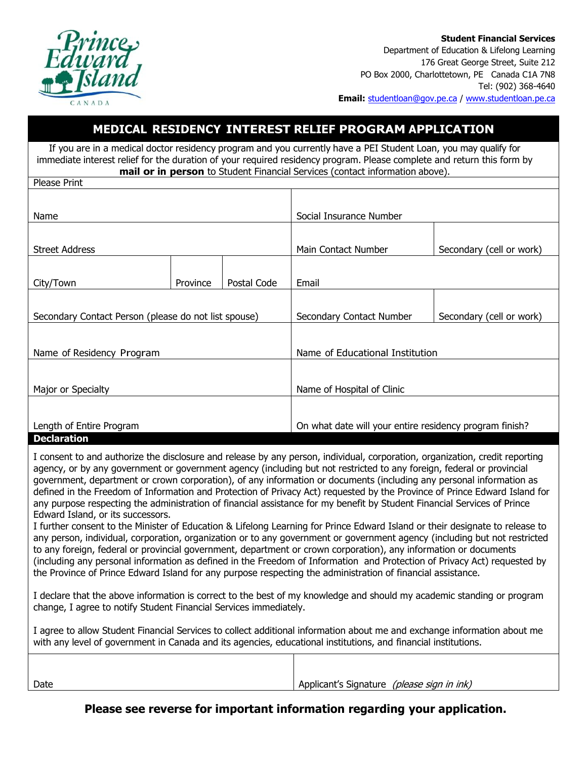**Student Financial Services**
Department of Education & Lifelong Learning
176 Great George Street, Suite 212
PO Box 2000, Charlottetown, PE Canada C1A 7N8
Tel: (902) 368-4640
**Email:** studentloan@gov.pe.ca / www.studentloan.pe.ca

# MEDICAL RESIDENCY INTEREST RELIEF PROGRAM APPLICATION

If you are in a medical doctor residency program and you currently have a PEI Student Loan, you may qualify for immediate interest relief for the duration of your required residency program. Please complete and return this form by **mail or in person** to Student Financial Services (contact information above).

Please Print

| | | | | |
|---|---|---|---|---|
| Name | | | Social Insurance Number | |
| Street Address | | | Main Contact Number | Secondary (cell or work) |
| City/Town | Province | Postal Code | Email | |
| Secondary Contact Person (please do not list spouse) | | | Secondary Contact Number | Secondary (cell or work) |
| Name of Residency Program | | | Name of Educational Institution | |
| Major or Specialty | | | Name of Hospital of Clinic | |
| Length of Entire Program | | | On what date will your entire residency program finish? | |

## Declaration

I consent to and authorize the disclosure and release by any person, individual, corporation, organization, credit reporting agency, or by any government or government agency (including but not restricted to any foreign, federal or provincial government, department or crown corporation), of any information or documents (including any personal information as defined in the Freedom of Information and Protection of Privacy Act) requested by the Province of Prince Edward Island for any purpose respecting the administration of financial assistance for my benefit by Student Financial Services of Prince Edward Island, or its successors.

I further consent to the Minister of Education & Lifelong Learning for Prince Edward Island or their designate to release to any person, individual, corporation, organization or to any government or government agency (including but not restricted to any foreign, federal or provincial government, department or crown corporation), any information or documents (including any personal information as defined in the Freedom of Information and Protection of Privacy Act) requested by the Province of Prince Edward Island for any purpose respecting the administration of financial assistance.

I declare that the above information is correct to the best of my knowledge and should my academic standing or program change, I agree to notify Student Financial Services immediately.

I agree to allow Student Financial Services to collect additional information about me and exchange information about me with any level of government in Canada and its agencies, educational institutions, and financial institutions.

| | |
|---|---|
| Date | Applicant's Signature *(please sign in ink)* |

**Please see reverse for important information regarding your application.**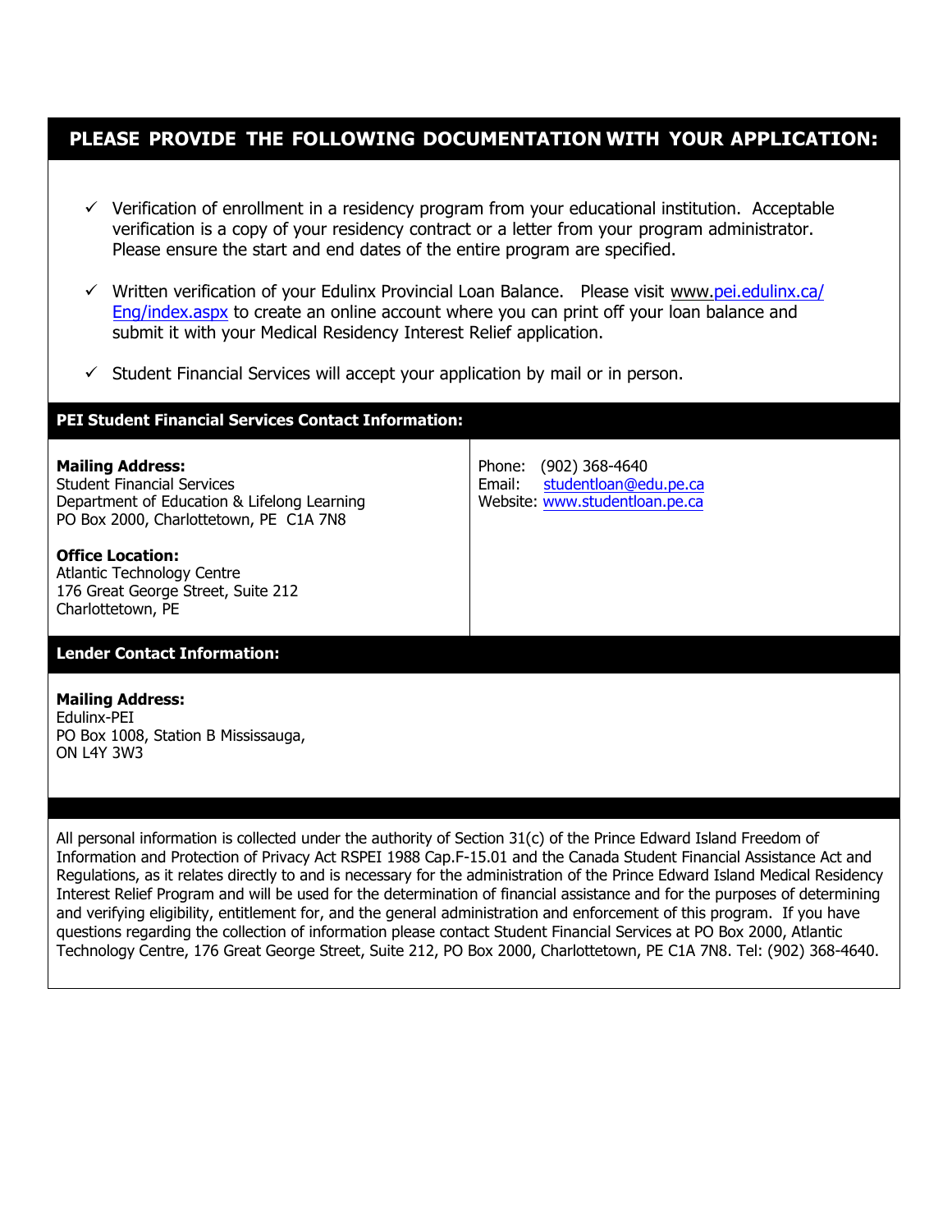## PLEASE PROVIDE THE FOLLOWING DOCUMENTATION WITH YOUR APPLICATION:

- ✓ Verification of enrollment in a residency program from your educational institution. Acceptable verification is a copy of your residency contract or a letter from your program administrator. Please ensure the start and end dates of the entire program are specified.
- ✓ Written verification of your Edulinx Provincial Loan Balance. Please visit www.pei.edulinx.ca/Eng/index.aspx to create an online account where you can print off your loan balance and submit it with your Medical Residency Interest Relief application.
- ✓ Student Financial Services will accept your application by mail or in person.

### PEI Student Financial Services Contact Information:

**Mailing Address:**
Student Financial Services
Department of Education & Lifelong Learning
PO Box 2000, Charlottetown, PE C1A 7N8

**Office Location:**
Atlantic Technology Centre
176 Great George Street, Suite 212
Charlottetown, PE

Phone: (902) 368-4640
Email: studentloan@edu.pe.ca
Website: www.studentloan.pe.ca

### Lender Contact Information:

**Mailing Address:**
Edulinx-PEI
PO Box 1008, Station B Mississauga,
ON L4Y 3W3

All personal information is collected under the authority of Section 31(c) of the Prince Edward Island Freedom of Information and Protection of Privacy Act RSPEI 1988 Cap.F-15.01 and the Canada Student Financial Assistance Act and Regulations, as it relates directly to and is necessary for the administration of the Prince Edward Island Medical Residency Interest Relief Program and will be used for the determination of financial assistance and for the purposes of determining and verifying eligibility, entitlement for, and the general administration and enforcement of this program. If you have questions regarding the collection of information please contact Student Financial Services at PO Box 2000, Atlantic Technology Centre, 176 Great George Street, Suite 212, PO Box 2000, Charlottetown, PE C1A 7N8. Tel: (902) 368-4640.